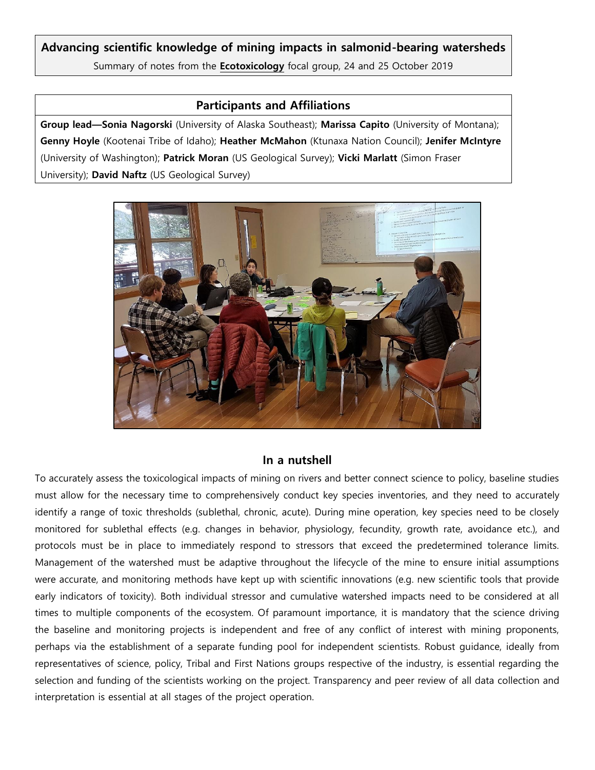# Advancing scientific knowledge of mining impacts in salmonid-bearing watersheds

Summary of notes from the **Ecotoxicology** focal group, 24 and 25 October 2019

## Participants and Affiliations

**Group lead—Sonia Nagorski** (University of Alaska Southeast); **Marissa Capito** (University of Montana); **Genny Hoyle** (Kootenai Tribe of Idaho); **Heather McMahon** (Ktunaxa Nation Council); **Jenifer McIntyre** (University of Washington); **Patrick Moran** (US Geological Survey); **Vicki Marlatt** (Simon Fraser University); **David Naftz** (US Geological Survey)

## In a nutshell

To accurately assess the toxicological impacts of mining on rivers and better connect science to policy, baseline studies must allow for the necessary time to comprehensively conduct key species inventories, and they need to accurately identify a range of toxic thresholds (sublethal, chronic, acute). During mine operation, key species need to be closely monitored for sublethal effects (e.g. changes in behavior, physiology, fecundity, growth rate, avoidance etc.), and protocols must be in place to immediately respond to stressors that exceed the predetermined tolerance limits. Management of the watershed must be adaptive throughout the lifecycle of the mine to ensure initial assumptions were accurate, and monitoring methods have kept up with scientific innovations (e.g. new scientific tools that provide early indicators of toxicity). Both individual stressor and cumulative watershed impacts need to be considered at all times to multiple components of the ecosystem. Of paramount importance, it is mandatory that the science driving the baseline and monitoring projects is independent and free of any conflict of interest with mining proponents, perhaps via the establishment of a separate funding pool for independent scientists. Robust guidance, ideally from representatives of science, policy, Tribal and First Nations groups respective of the industry, is essential regarding the selection and funding of the scientists working on the project. Transparency and peer review of all data collection and interpretation is essential at all stages of the project operation.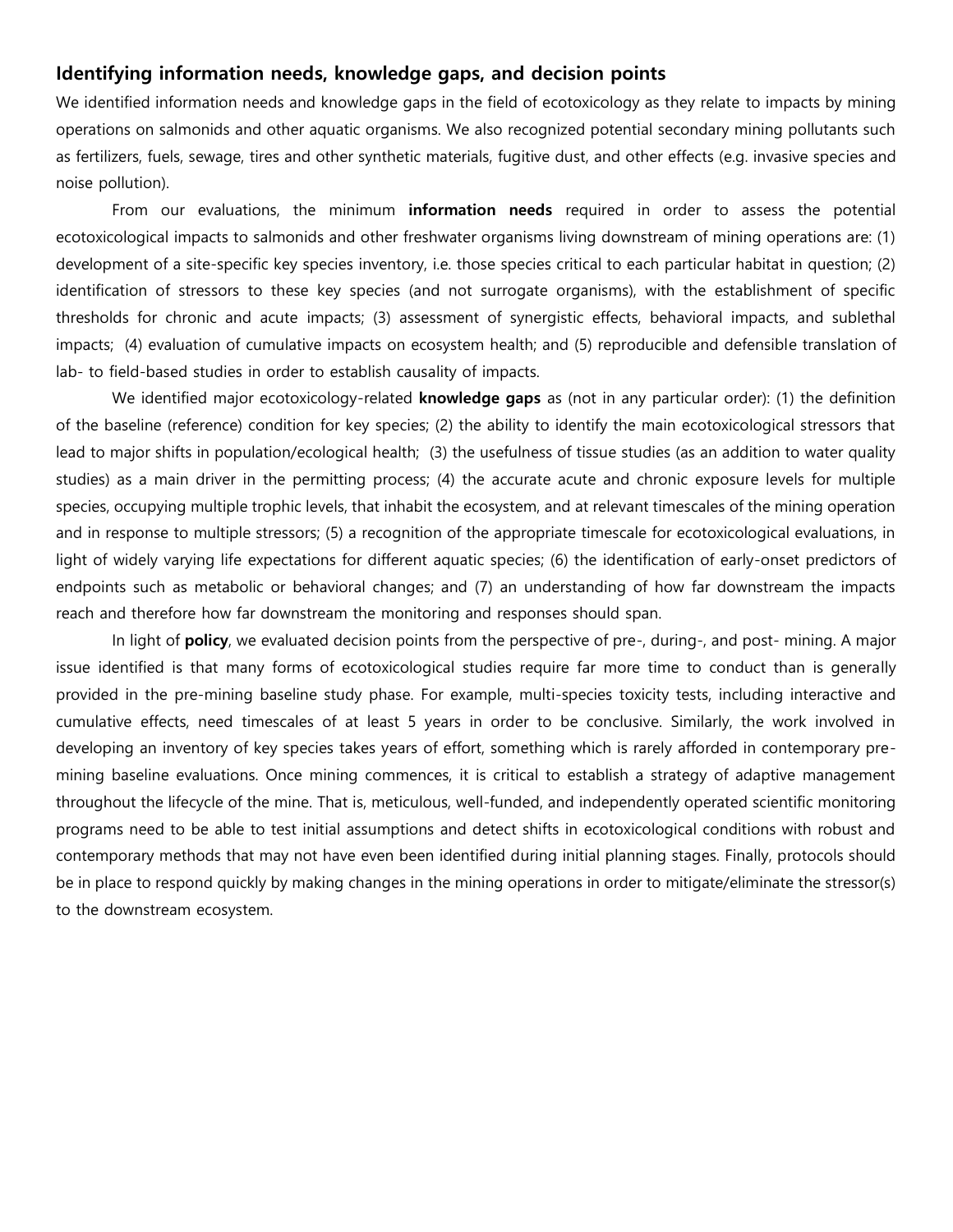## Identifying information needs, knowledge gaps, and decision points

We identified information needs and knowledge gaps in the field of ecotoxicology as they relate to impacts by mining operations on salmonids and other aquatic organisms. We also recognized potential secondary mining pollutants such as fertilizers, fuels, sewage, tires and other synthetic materials, fugitive dust, and other effects (e.g. invasive species and noise pollution).

From our evaluations, the minimum **information needs** required in order to assess the potential ecotoxicological impacts to salmonids and other freshwater organisms living downstream of mining operations are: (1) development of a site-specific key species inventory, i.e. those species critical to each particular habitat in question; (2) identification of stressors to these key species (and not surrogate organisms), with the establishment of specific thresholds for chronic and acute impacts; (3) assessment of synergistic effects, behavioral impacts, and sublethal impacts; (4) evaluation of cumulative impacts on ecosystem health; and (5) reproducible and defensible translation of lab- to field-based studies in order to establish causality of impacts.

We identified major ecotoxicology-related **knowledge gaps** as (not in any particular order): (1) the definition of the baseline (reference) condition for key species; (2) the ability to identify the main ecotoxicological stressors that lead to major shifts in population/ecological health; (3) the usefulness of tissue studies (as an addition to water quality studies) as a main driver in the permitting process; (4) the accurate acute and chronic exposure levels for multiple species, occupying multiple trophic levels, that inhabit the ecosystem, and at relevant timescales of the mining operation and in response to multiple stressors; (5) a recognition of the appropriate timescale for ecotoxicological evaluations, in light of widely varying life expectations for different aquatic species; (6) the identification of early-onset predictors of endpoints such as metabolic or behavioral changes; and (7) an understanding of how far downstream the impacts reach and therefore how far downstream the monitoring and responses should span.

In light of **policy**, we evaluated decision points from the perspective of pre-, during-, and post- mining. A major issue identified is that many forms of ecotoxicological studies require far more time to conduct than is generally provided in the pre-mining baseline study phase. For example, multi-species toxicity tests, including interactive and cumulative effects, need timescales of at least 5 years in order to be conclusive. Similarly, the work involved in developing an inventory of key species takes years of effort, something which is rarely afforded in contemporary pre-mining baseline evaluations. Once mining commences, it is critical to establish a strategy of adaptive management throughout the lifecycle of the mine. That is, meticulous, well-funded, and independently operated scientific monitoring programs need to be able to test initial assumptions and detect shifts in ecotoxicological conditions with robust and contemporary methods that may not have even been identified during initial planning stages. Finally, protocols should be in place to respond quickly by making changes in the mining operations in order to mitigate/eliminate the stressor(s) to the downstream ecosystem.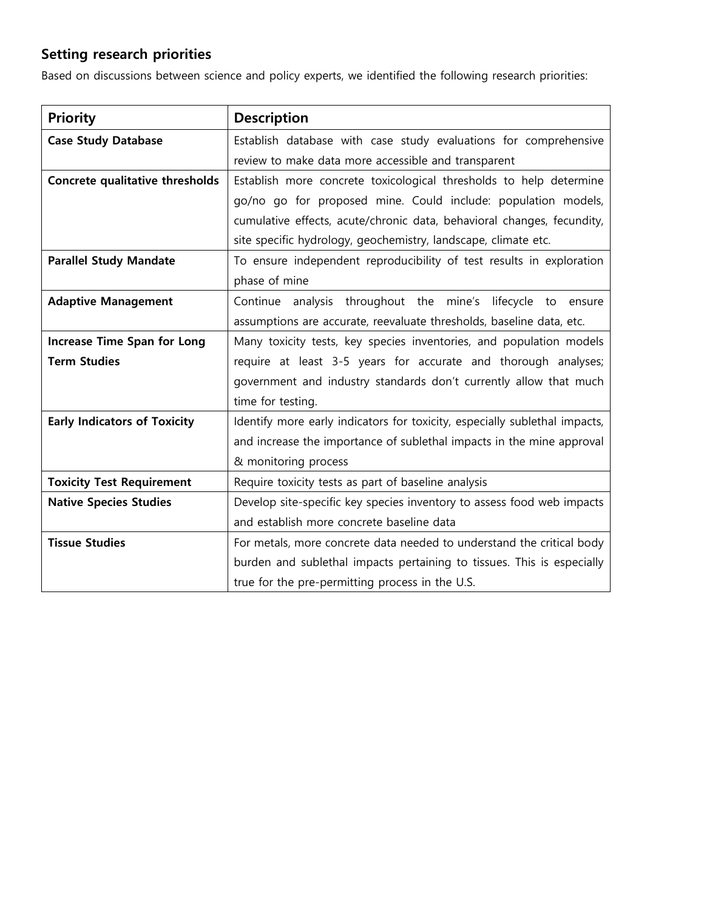## Setting research priorities

Based on discussions between science and policy experts, we identified the following research priorities:

| Priority | Description |
|---|---|
| **Case Study Database** | Establish database with case study evaluations for comprehensive review to make data more accessible and transparent |
| **Concrete qualitative thresholds** | Establish more concrete toxicological thresholds to help determine go/no go for proposed mine. Could include: population models, cumulative effects, acute/chronic data, behavioral changes, fecundity, site specific hydrology, geochemistry, landscape, climate etc. |
| **Parallel Study Mandate** | To ensure independent reproducibility of test results in exploration phase of mine |
| **Adaptive Management** | Continue analysis throughout the mine's lifecycle to ensure assumptions are accurate, reevaluate thresholds, baseline data, etc. |
| **Increase Time Span for Long Term Studies** | Many toxicity tests, key species inventories, and population models require at least 3-5 years for accurate and thorough analyses; government and industry standards don't currently allow that much time for testing. |
| **Early Indicators of Toxicity** | Identify more early indicators for toxicity, especially sublethal impacts, and increase the importance of sublethal impacts in the mine approval & monitoring process |
| **Toxicity Test Requirement** | Require toxicity tests as part of baseline analysis |
| **Native Species Studies** | Develop site-specific key species inventory to assess food web impacts and establish more concrete baseline data |
| **Tissue Studies** | For metals, more concrete data needed to understand the critical body burden and sublethal impacts pertaining to tissues. This is especially true for the pre-permitting process in the U.S. |